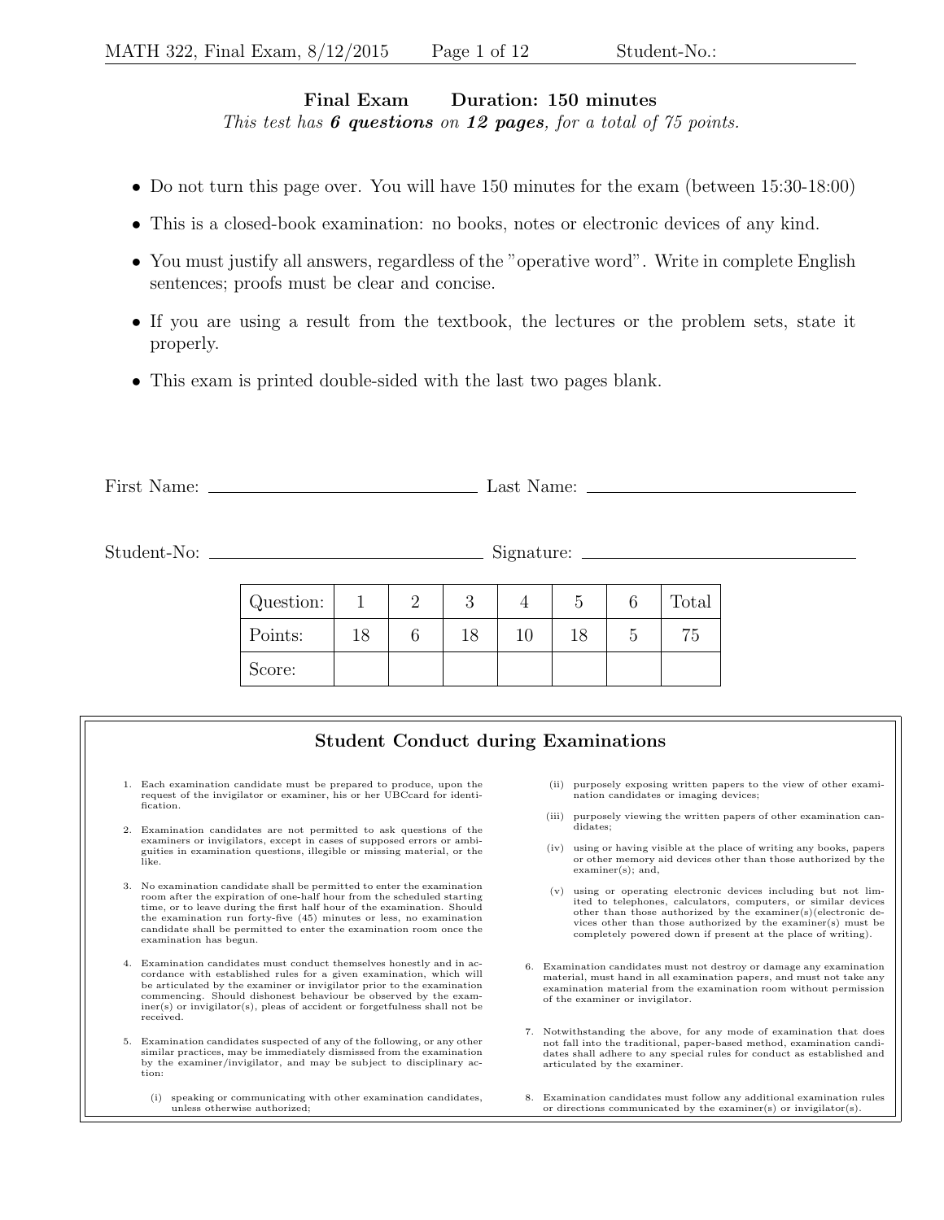**Final Exam Duration: 150 minutes**

*This test has **6 questions** on **12 pages**, for a total of 75 points.*

- Do not turn this page over. You will have 150 minutes for the exam (between 15:30-18:00)
- This is a closed-book examination: no books, notes or electronic devices of any kind.
- You must justify all answers, regardless of the "operative word". Write in complete English sentences; proofs must be clear and concise.
- If you are using a result from the textbook, the lectures or the problem sets, state it properly.
- This exam is printed double-sided with the last two pages blank.

First Name: ______________________ Last Name: ______________________

Student-No: ______________________ Signature: ______________________

| Question: | 1 | 2 | 3 | 4 | 5 | 6 | Total |
|---|---|---|---|---|---|---|---|
| Points: | 18 | 6 | 18 | 10 | 18 | 5 | 75 |
| Score: | | | | | | | |

## Student Conduct during Examinations

1. Each examination candidate must be prepared to produce, upon the request of the invigilator or examiner, his or her UBCcard for identification.

2. Examination candidates are not permitted to ask questions of the examiners or invigilators, except in cases of supposed errors or ambiguities in examination questions, illegible or missing material, or the like.

3. No examination candidate shall be permitted to enter the examination room after the expiration of one-half hour from the scheduled starting time, or to leave during the first half hour of the examination. Should the examination run forty-five (45) minutes or less, no examination candidate shall be permitted to enter the examination room once the examination has begun.

4. Examination candidates must conduct themselves honestly and in accordance with established rules for a given examination, which will be articulated by the examiner or invigilator prior to the examination commencing. Should dishonest behaviour be observed by the examiner(s) or invigilator(s), pleas of accident or forgetfulness shall not be received.

5. Examination candidates suspected of any of the following, or any other similar practices, may be immediately dismissed from the examination by the examiner/invigilator, and may be subject to disciplinary action:

   (i) speaking or communicating with other examination candidates, unless otherwise authorized;

   (ii) purposely exposing written papers to the view of other examination candidates or imaging devices;

   (iii) purposely viewing the written papers of other examination candidates;

   (iv) using or having visible at the place of writing any books, papers or other memory aid devices other than those authorized by the examiner(s); and,

   (v) using or operating electronic devices including but not limited to telephones, calculators, computers, or similar devices other than those authorized by the examiner(s)(electronic devices other than those authorized by the examiner(s) must be completely powered down if present at the place of writing).

6. Examination candidates must not destroy or damage any examination material, must hand in all examination papers, and must not take any examination material from the examination room without permission of the examiner or invigilator.

7. Notwithstanding the above, for any mode of examination that does not fall into the traditional, paper-based method, examination candidates shall adhere to any special rules for conduct as established and articulated by the examiner.

8. Examination candidates must follow any additional examination rules or directions communicated by the examiner(s) or invigilator(s).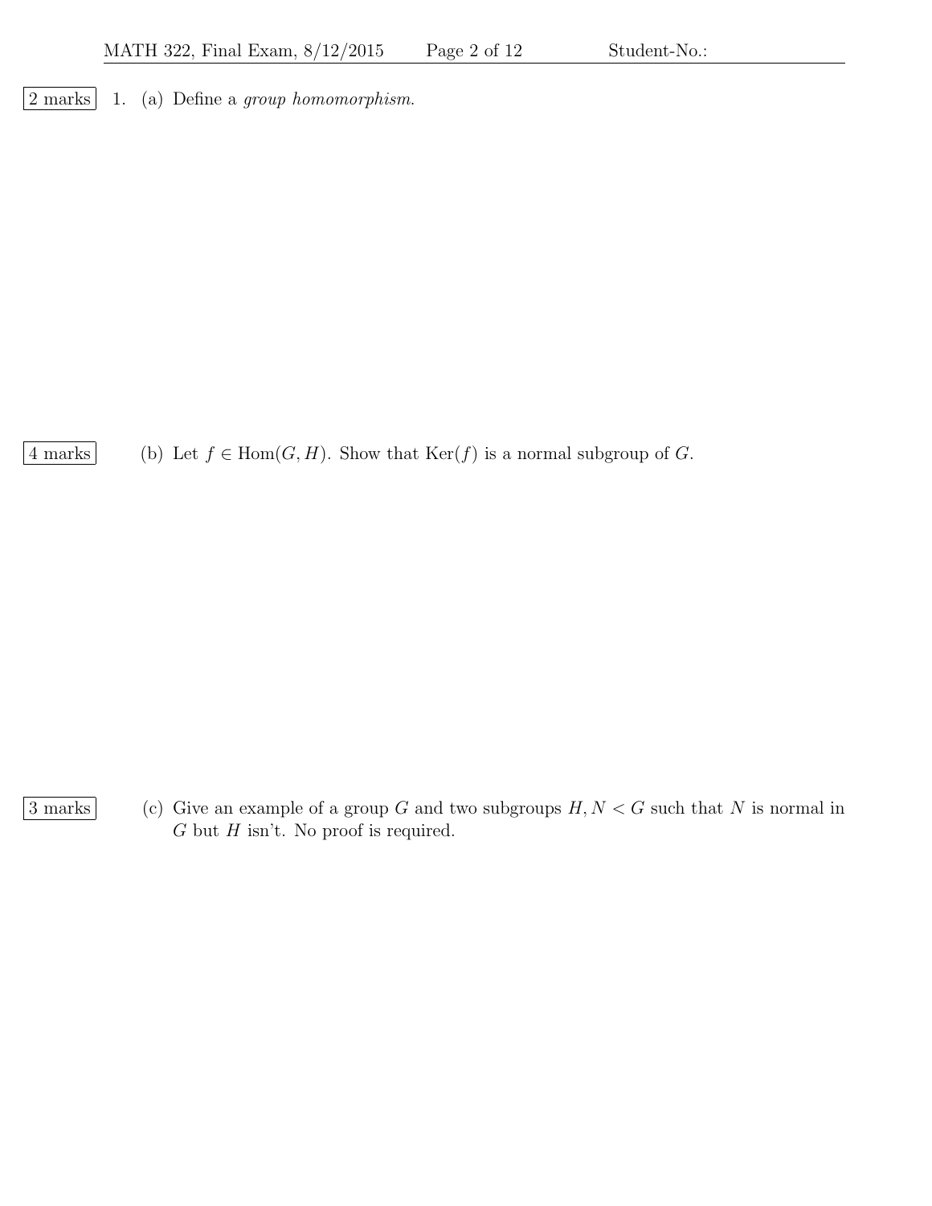2 marks 1. (a) Define a *group homomorphism*.

4 marks (b) Let $f \in \mathrm{Hom}(G, H)$. Show that $\mathrm{Ker}(f)$ is a normal subgroup of $G$.

3 marks (c) Give an example of a group $G$ and two subgroups $H, N < G$ such that $N$ is normal in $G$ but $H$ isn't. No proof is required.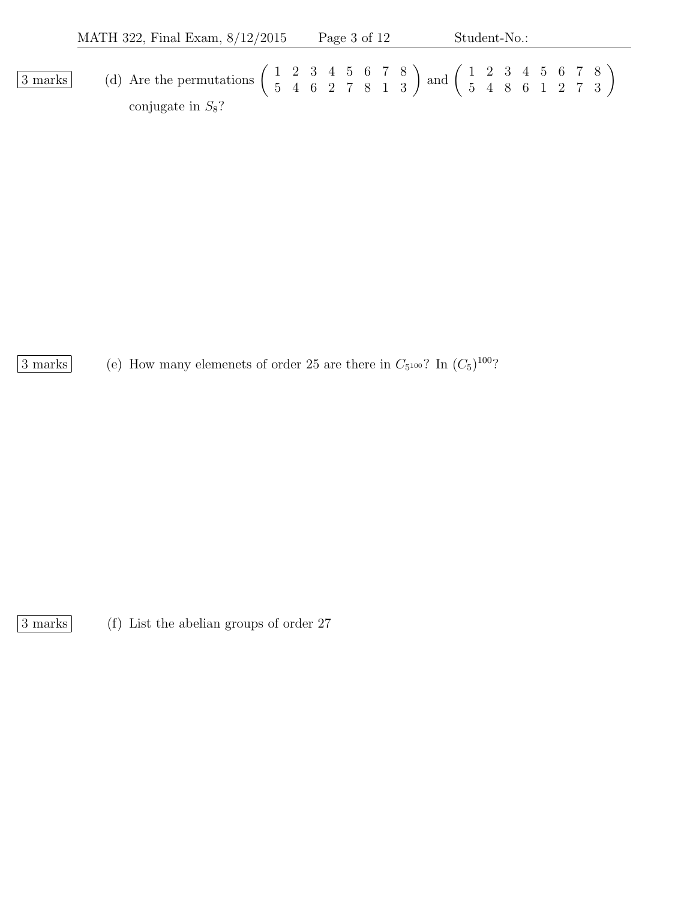3 marks

(d) Are the permutations $\begin{pmatrix} 1 & 2 & 3 & 4 & 5 & 6 & 7 & 8 \\ 5 & 4 & 6 & 2 & 7 & 8 & 1 & 3 \end{pmatrix}$ and $\begin{pmatrix} 1 & 2 & 3 & 4 & 5 & 6 & 7 & 8 \\ 5 & 4 & 8 & 6 & 1 & 2 & 7 & 3 \end{pmatrix}$ conjugate in $S_8$?

3 marks

(e) How many elemenets of order 25 are there in $C_{5^{100}}$? In $(C_5)^{100}$?

3 marks

(f) List the abelian groups of order 27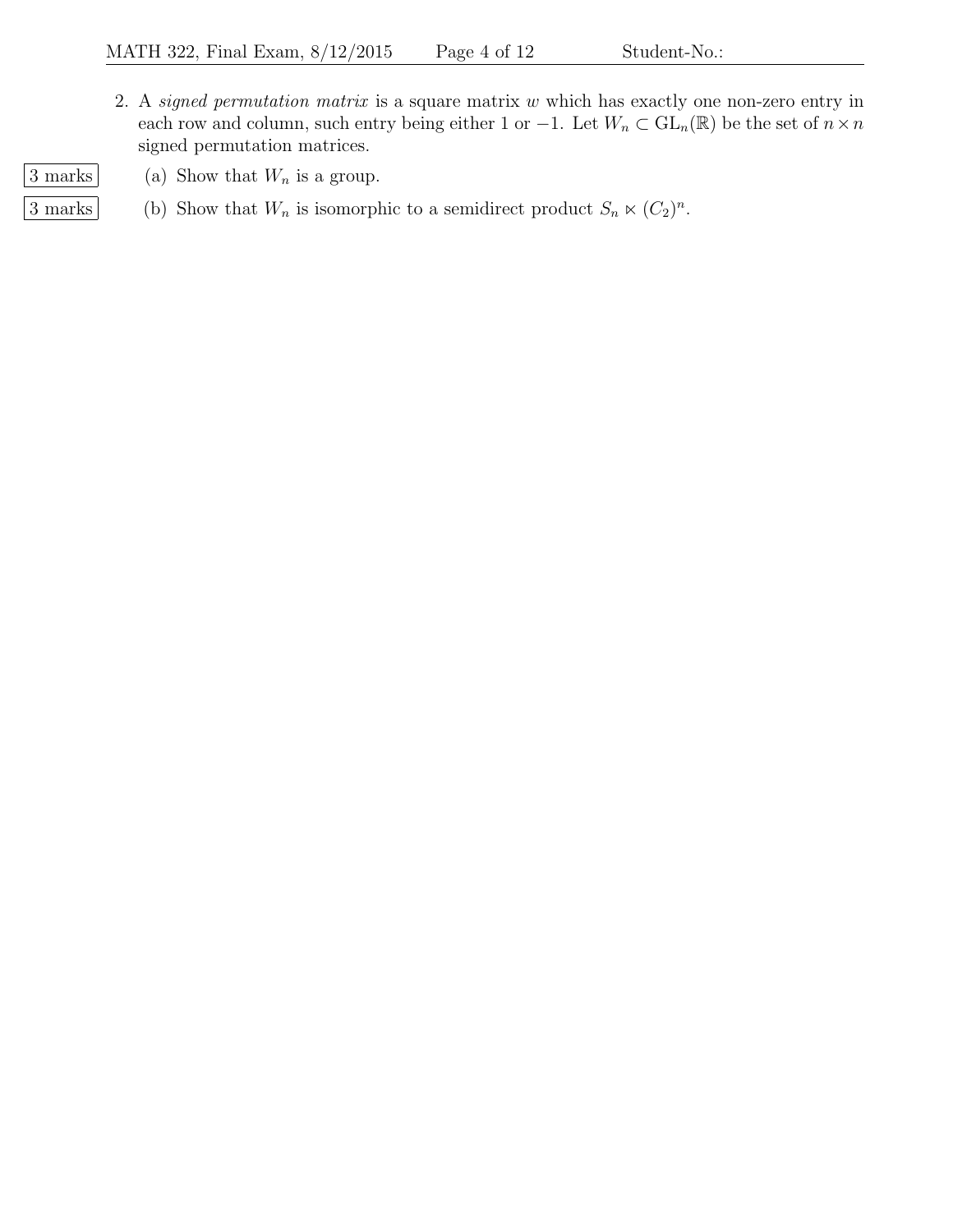2. A *signed permutation matrix* is a square matrix $w$ which has exactly one non-zero entry in each row and column, such entry being either 1 or $-1$. Let $W_n \subset \mathrm{GL}_n(\mathbb{R})$ be the set of $n \times n$ signed permutation matrices.

3 marks (a) Show that $W_n$ is a group.

3 marks (b) Show that $W_n$ is isomorphic to a semidirect product $S_n \ltimes (C_2)^n$.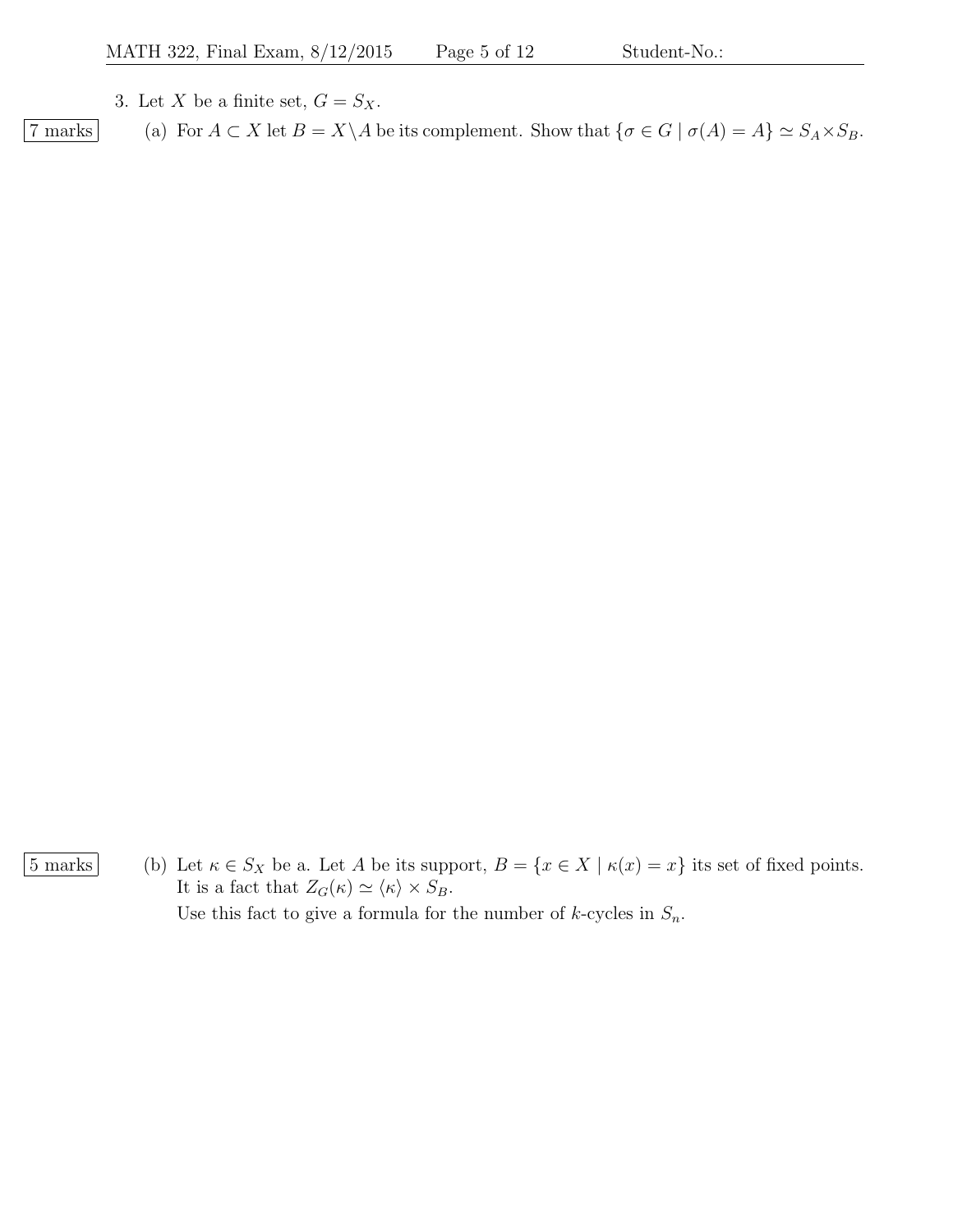3. Let $X$ be a finite set, $G = S_X$.

7 marks

(a) For $A \subset X$ let $B = X \setminus A$ be its complement. Show that $\{\sigma \in G \mid \sigma(A) = A\} \simeq S_A \times S_B$.

5 marks

(b) Let $\kappa \in S_X$ be a. Let $A$ be its support, $B = \{x \in X \mid \kappa(x) = x\}$ its set of fixed points. It is a fact that $Z_G(\kappa) \simeq \langle \kappa \rangle \times S_B$.

Use this fact to give a formula for the number of $k$-cycles in $S_n$.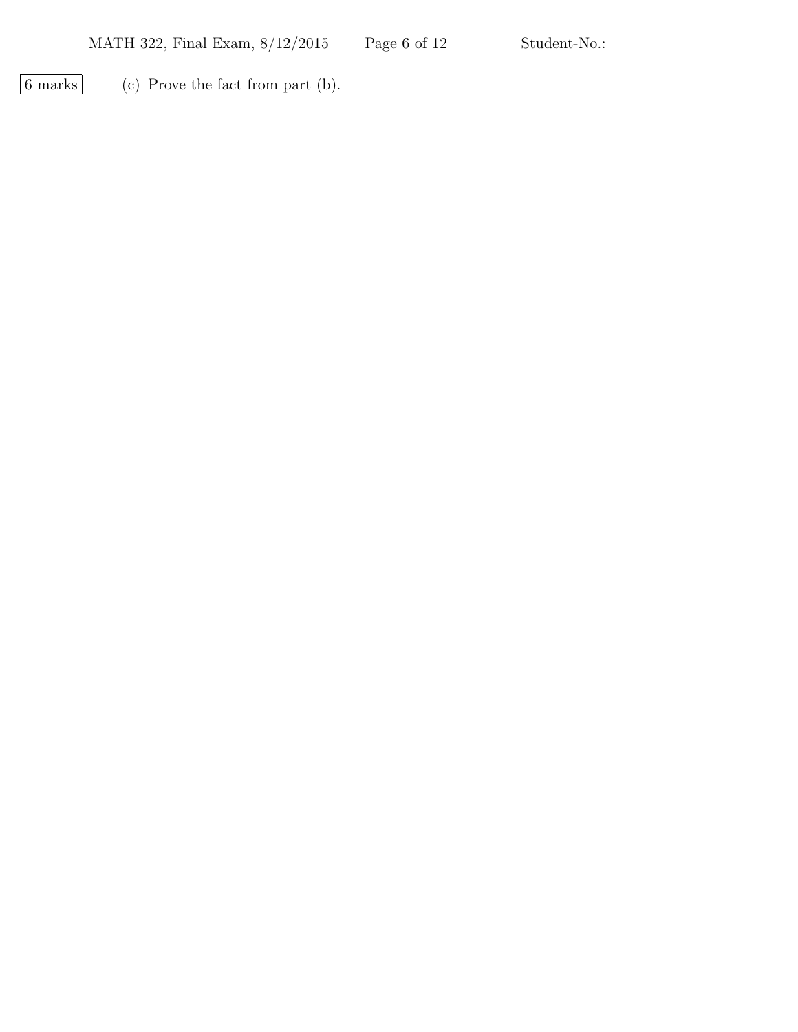6 marks (c) Prove the fact from part (b).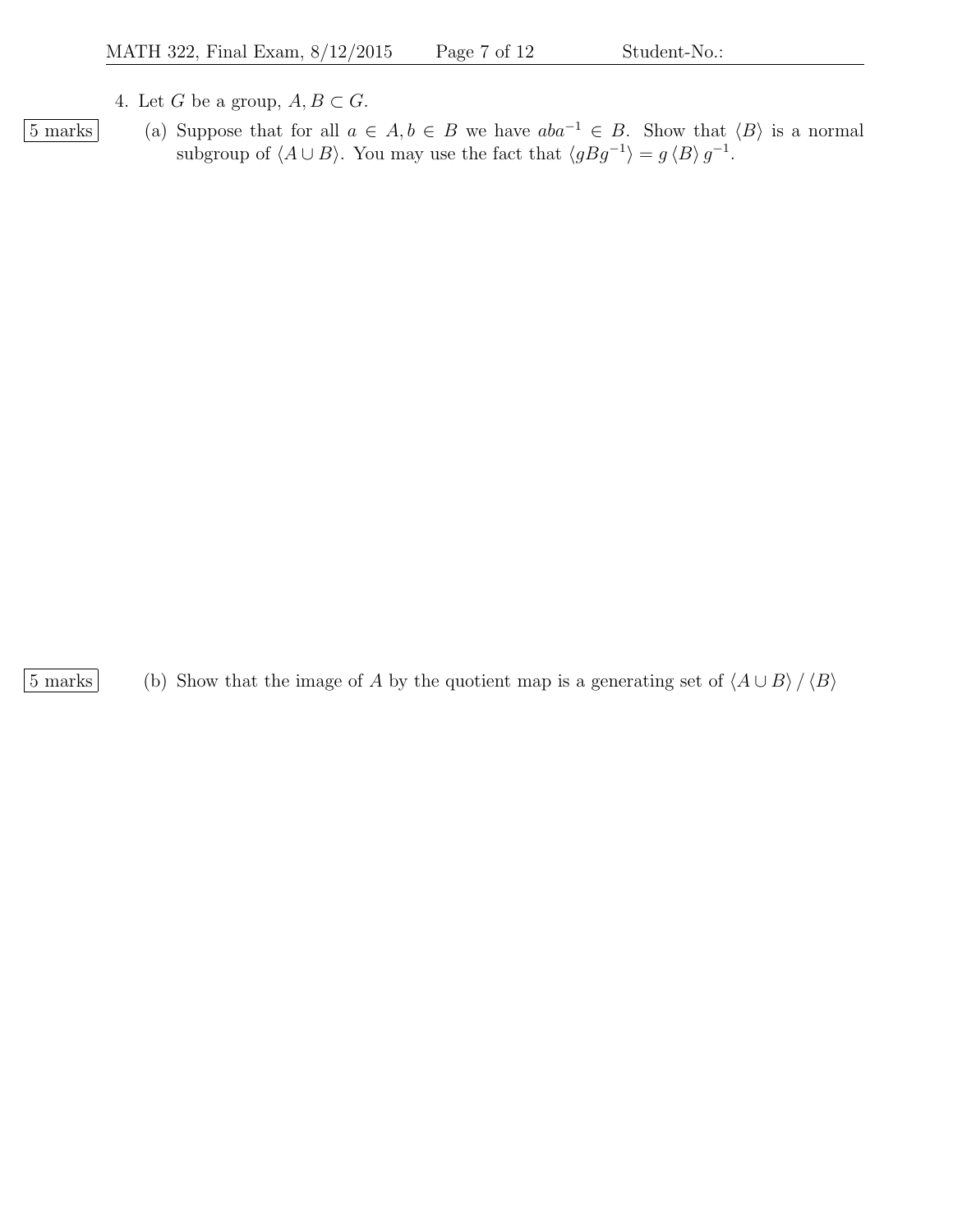4. Let $G$ be a group, $A, B \subset G$.

[5 marks] (a) Suppose that for all $a \in A, b \in B$ we have $aba^{-1} \in B$. Show that $\langle B \rangle$ is a normal subgroup of $\langle A \cup B \rangle$. You may use the fact that $\langle gBg^{-1} \rangle = g \langle B \rangle g^{-1}$.

[5 marks] (b) Show that the image of $A$ by the quotient map is a generating set of $\langle A \cup B \rangle / \langle B \rangle$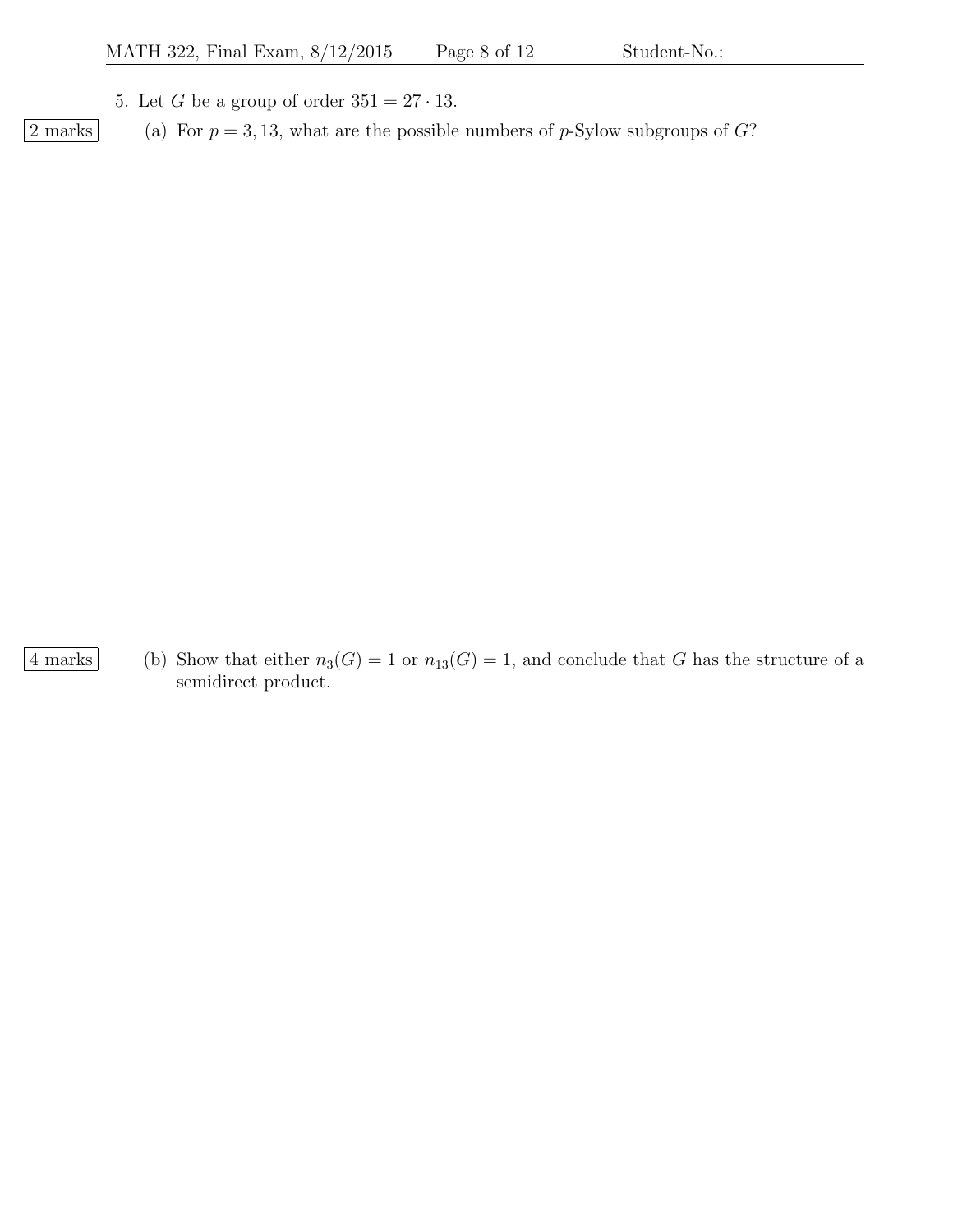5. Let $G$ be a group of order $351 = 27 \cdot 13$.

2 marks (a) For $p = 3, 13$, what are the possible numbers of $p$-Sylow subgroups of $G$?

4 marks (b) Show that either $n_3(G) = 1$ or $n_{13}(G) = 1$, and conclude that $G$ has the structure of a semidirect product.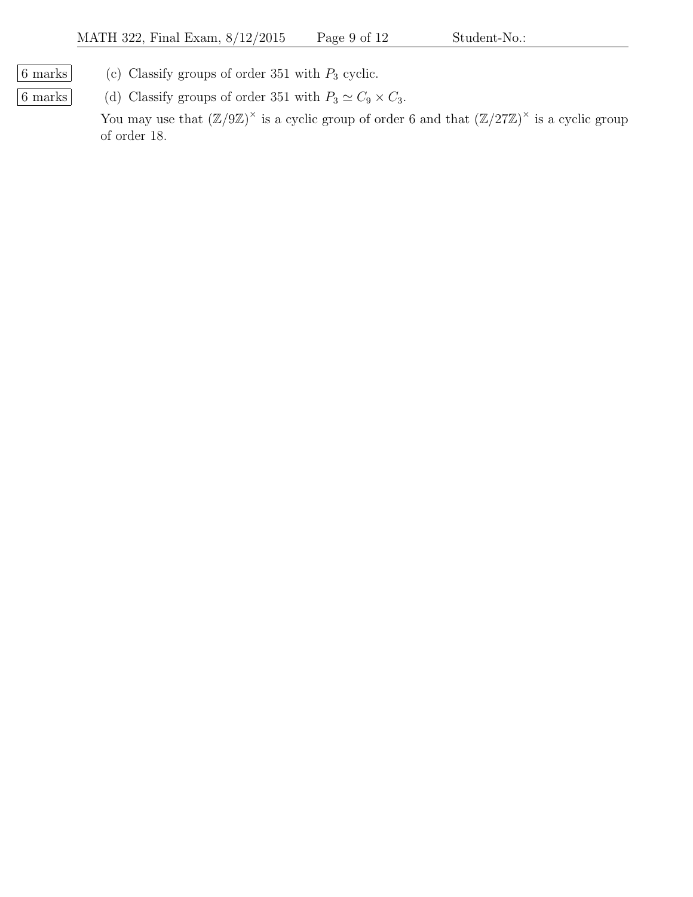6 marks (c) Classify groups of order 351 with $P_3$ cyclic.

6 marks (d) Classify groups of order 351 with $P_3 \simeq C_9 \times C_3$.

You may use that $(\mathbb{Z}/9\mathbb{Z})^\times$ is a cyclic group of order 6 and that $(\mathbb{Z}/27\mathbb{Z})^\times$ is a cyclic group of order 18.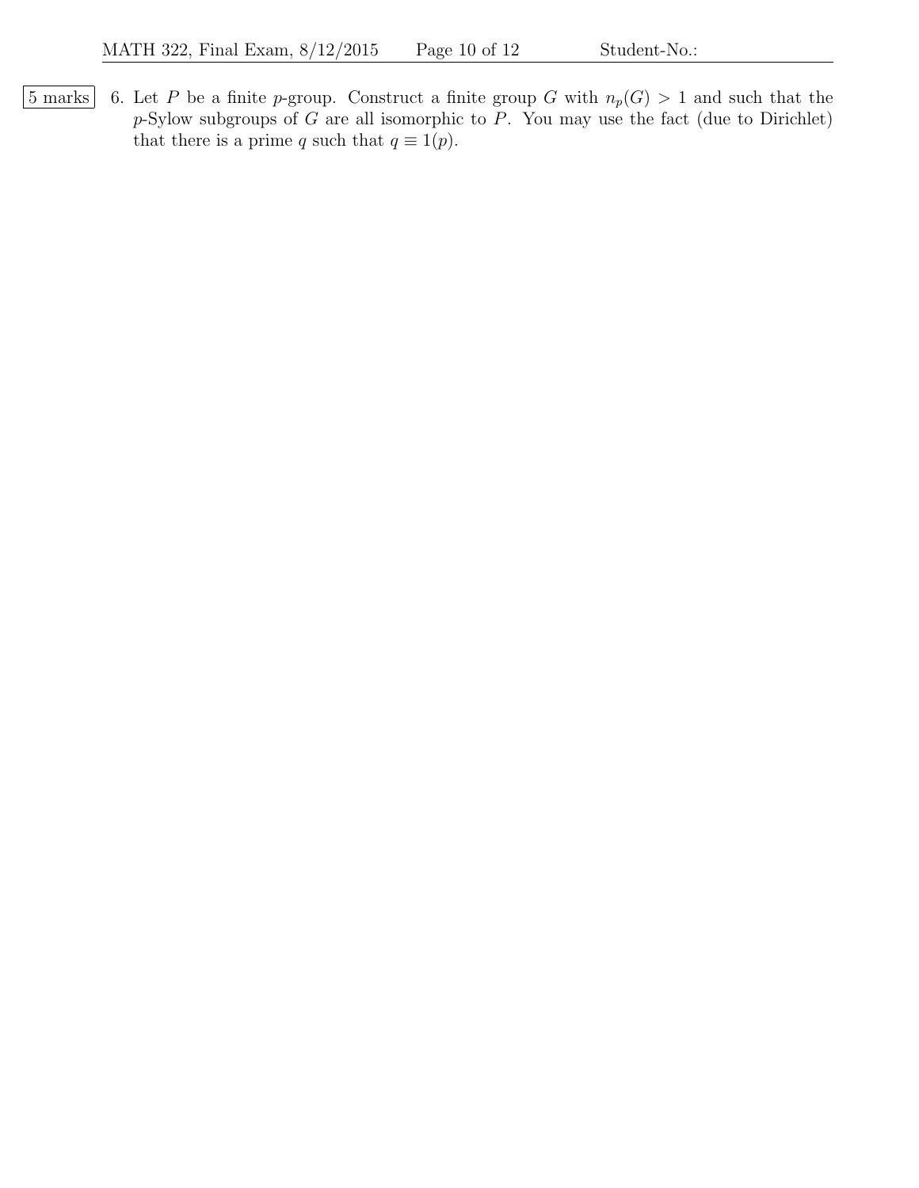5 marks

6. Let $P$ be a finite $p$-group. Construct a finite group $G$ with $n_p(G) > 1$ and such that the $p$-Sylow subgroups of $G$ are all isomorphic to $P$. You may use the fact (due to Dirichlet) that there is a prime $q$ such that $q \equiv 1(p)$.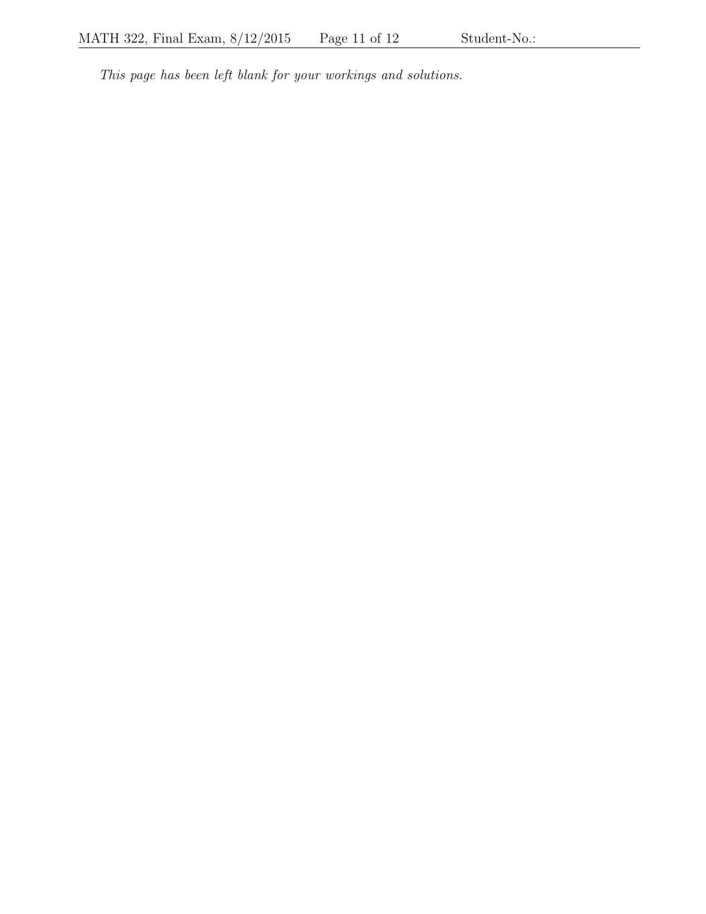*This page has been left blank for your workings and solutions.*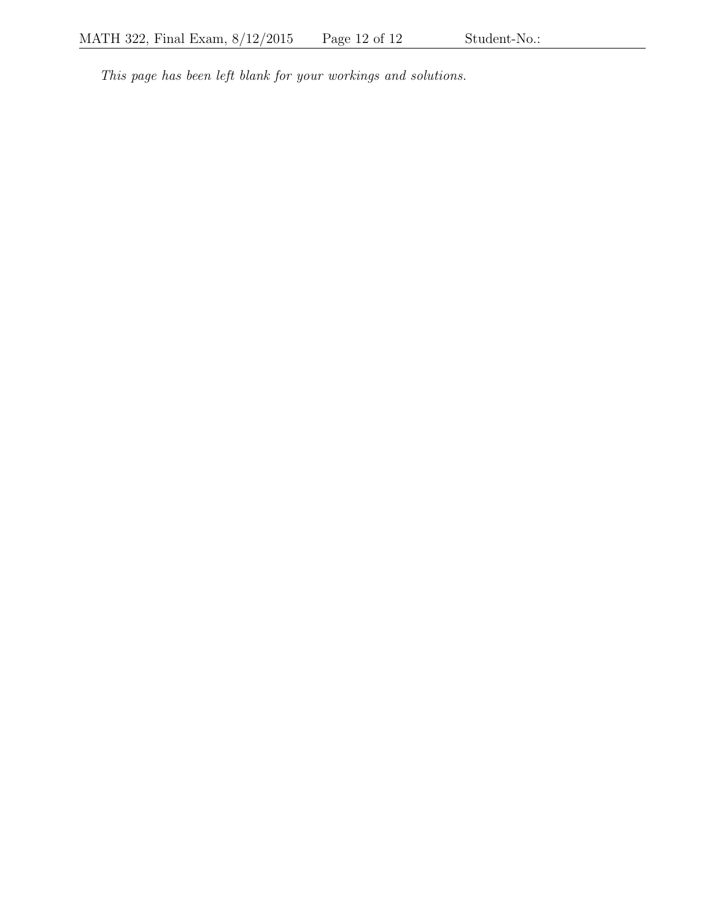*This page has been left blank for your workings and solutions.*